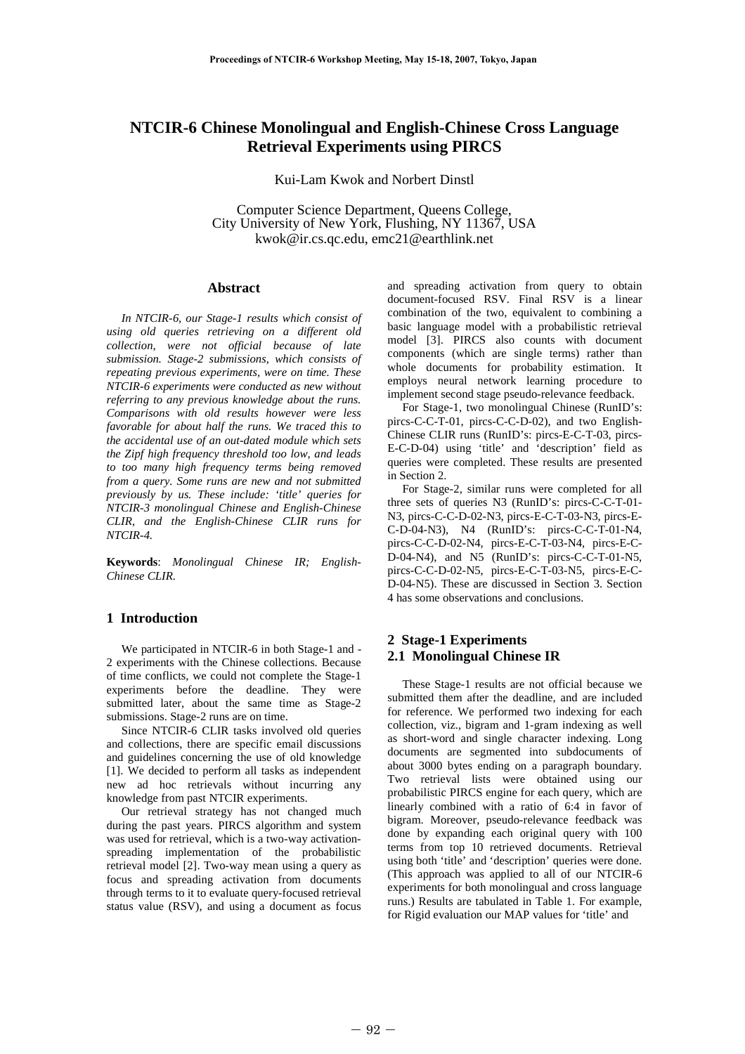# NTCIR-6 Chinese Monolingual and English-Chinese Cross Language Retrieval Experiments using PIRCS

Kui-Lam Kwok and Norbert Dinstl

Computer Science Department, Queens College,
City University of New York, Flushing, NY 11367, USA
kwok@ir.cs.qc.edu, emc21@earthlink.net

## Abstract

*In NTCIR-6, our Stage-1 results which consist of using old queries retrieving on a different old collection, were not official because of late submission. Stage-2 submissions, which consists of repeating previous experiments, were on time. These NTCIR-6 experiments were conducted as new without referring to any previous knowledge about the runs. Comparisons with old results however were less favorable for about half the runs. We traced this to the accidental use of an out-dated module which sets the Zipf high frequency threshold too low, and leads to too many high frequency terms being removed from a query. Some runs are new and not submitted previously by us. These include: 'title' queries for NTCIR-3 monolingual Chinese and English-Chinese CLIR, and the English-Chinese CLIR runs for NTCIR-4.*

**Keywords**: *Monolingual Chinese IR; English-Chinese CLIR.*

## 1 Introduction

We participated in NTCIR-6 in both Stage-1 and -2 experiments with the Chinese collections. Because of time conflicts, we could not complete the Stage-1 experiments before the deadline. They were submitted later, about the same time as Stage-2 submissions. Stage-2 runs are on time.

Since NTCIR-6 CLIR tasks involved old queries and collections, there are specific email discussions and guidelines concerning the use of old knowledge [1]. We decided to perform all tasks as independent new ad hoc retrievals without incurring any knowledge from past NTCIR experiments.

Our retrieval strategy has not changed much during the past years. PIRCS algorithm and system was used for retrieval, which is a two-way activation-spreading implementation of the probabilistic retrieval model [2]. Two-way mean using a query as focus and spreading activation from documents through terms to it to evaluate query-focused retrieval status value (RSV), and using a document as focus and spreading activation from query to obtain document-focused RSV. Final RSV is a linear combination of the two, equivalent to combining a basic language model with a probabilistic retrieval model [3]. PIRCS also counts with document components (which are single terms) rather than whole documents for probability estimation. It employs neural network learning procedure to implement second stage pseudo-relevance feedback.

For Stage-1, two monolingual Chinese (RunID's: pircs-C-C-T-01, pircs-C-C-D-02), and two English-Chinese CLIR runs (RunID's: pircs-E-C-T-03, pircs-E-C-D-04) using 'title' and 'description' field as queries were completed. These results are presented in Section 2.

For Stage-2, similar runs were completed for all three sets of queries N3 (RunID's: pircs-C-C-T-01-N3, pircs-C-C-D-02-N3, pircs-E-C-T-03-N3, pircs-E-C-D-04-N3), N4 (RunID's: pircs-C-C-T-01-N4, pircs-C-C-D-02-N4, pircs-E-C-T-03-N4, pircs-E-C-D-04-N4), and N5 (RunID's: pircs-C-C-T-01-N5, pircs-C-C-D-02-N5, pircs-E-C-T-03-N5, pircs-E-C-D-04-N5). These are discussed in Section 3. Section 4 has some observations and conclusions.

## 2 Stage-1 Experiments

### 2.1 Monolingual Chinese IR

These Stage-1 results are not official because we submitted them after the deadline, and are included for reference. We performed two indexing for each collection, viz., bigram and 1-gram indexing as well as short-word and single character indexing. Long documents are segmented into subdocuments of about 3000 bytes ending on a paragraph boundary. Two retrieval lists were obtained using our probabilistic PIRCS engine for each query, which are linearly combined with a ratio of 6:4 in favor of bigram. Moreover, pseudo-relevance feedback was done by expanding each original query with 100 terms from top 10 retrieved documents. Retrieval using both 'title' and 'description' queries were done. (This approach was applied to all of our NTCIR-6 experiments for both monolingual and cross language runs.) Results are tabulated in Table 1. For example, for Rigid evaluation our MAP values for 'title' and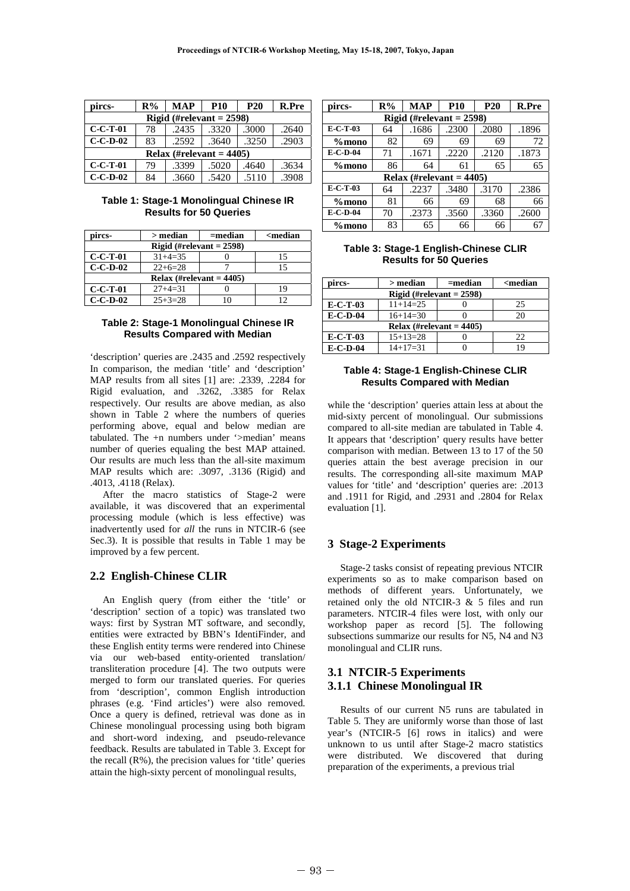| pircs- | R% | MAP | P10 | P20 | R.Pre |
|---|---|---|---|---|---|
| **Rigid (#relevant = 2598)** | | | | | |
| **C-C-T-01** | 78 | .2435 | .3320 | .3000 | .2640 |
| **C-C-D-02** | 83 | .2592 | .3640 | .3250 | .2903 |
| **Relax (#relevant = 4405)** | | | | | |
| **C-C-T-01** | 79 | .3399 | .5020 | .4640 | .3634 |
| **C-C-D-02** | 84 | .3660 | .5420 | .5110 | .3908 |

**Table 1: Stage-1 Monolingual Chinese IR Results for 50 Queries**

| pircs- | > median | =median | <median |
|---|---|---|---|
| **Rigid (#relevant = 2598)** | | | |
| **C-C-T-01** | 31+4=35 | 0 | 15 |
| **C-C-D-02** | 22+6=28 | 7 | 15 |
| **Relax (#relevant = 4405)** | | | |
| **C-C-T-01** | 27+4=31 | 0 | 19 |
| **C-C-D-02** | 25+3=28 | 10 | 12 |

**Table 2: Stage-1 Monolingual Chinese IR Results Compared with Median**

'description' queries are .2435 and .2592 respectively In comparison, the median 'title' and 'description' MAP results from all sites [1] are: .2339, .2284 for Rigid evaluation, and .3262, .3385 for Relax respectively. Our results are above median, as also shown in Table 2 where the numbers of queries performing above, equal and below median are tabulated. The +n numbers under '>median' means number of queries equaling the best MAP attained. Our results are much less than the all-site maximum MAP results which are: .3097, .3136 (Rigid) and .4013, .4118 (Relax).

After the macro statistics of Stage-2 were available, it was discovered that an experimental processing module (which is less effective) was inadvertently used for *all* the runs in NTCIR-6 (see Sec.3). It is possible that results in Table 1 may be improved by a few percent.

## 2.2 English-Chinese CLIR

An English query (from either the 'title' or 'description' section of a topic) was translated two ways: first by Systran MT software, and secondly, entities were extracted by BBN's IdentiFinder, and these English entity terms were rendered into Chinese via our web-based entity-oriented translation/ transliteration procedure [4]. The two outputs were merged to form our translated queries. For queries from 'description', common English introduction phrases (e.g. 'Find articles') were also removed. Once a query is defined, retrieval was done as in Chinese monolingual processing using both bigram and short-word indexing, and pseudo-relevance feedback. Results are tabulated in Table 3. Except for the recall (R%), the precision values for 'title' queries attain the high-sixty percent of monolingual results,

| pircs- | R% | MAP | P10 | P20 | R.Pre |
|---|---|---|---|---|---|
| **Rigid (#relevant = 2598)** | | | | | |
| **E-C-T-03** | 64 | .1686 | .2300 | .2080 | .1896 |
| **%mono** | 82 | 69 | 69 | 69 | 72 |
| **E-C-D-04** | 71 | .1671 | .2220 | .2120 | .1873 |
| **%mono** | 86 | 64 | 61 | 65 | 65 |
| **Relax (#relevant = 4405)** | | | | | |
| **E-C-T-03** | 64 | .2237 | .3480 | .3170 | .2386 |
| **%mono** | 81 | 66 | 69 | 68 | 66 |
| **E-C-D-04** | 70 | .2373 | .3560 | .3360 | .2600 |
| **%mono** | 83 | 65 | 66 | 66 | 67 |

**Table 3: Stage-1 English-Chinese CLIR Results for 50 Queries**

| pircs- | > median | =median | <median |
|---|---|---|---|
| **Rigid (#relevant = 2598)** | | | |
| **E-C-T-03** | 11+14=25 | 0 | 25 |
| **E-C-D-04** | 16+14=30 | 0 | 20 |
| **Relax (#relevant = 4405)** | | | |
| **E-C-T-03** | 15+13=28 | 0 | 22 |
| **E-C-D-04** | 14+17=31 | 0 | 19 |

**Table 4: Stage-1 English-Chinese CLIR Results Compared with Median**

while the 'description' queries attain less at about the mid-sixty percent of monolingual. Our submissions compared to all-site median are tabulated in Table 4. It appears that 'description' query results have better comparison with median. Between 13 to 17 of the 50 queries attain the best average precision in our results. The corresponding all-site maximum MAP values for 'title' and 'description' queries are: .2013 and .1911 for Rigid, and .2931 and .2804 for Relax evaluation [1].

# 3 Stage-2 Experiments

Stage-2 tasks consist of repeating previous NTCIR experiments so as to make comparison based on methods of different years. Unfortunately, we retained only the old NTCIR-3 & 5 files and run parameters. NTCIR-4 files were lost, with only our workshop paper as record [5]. The following subsections summarize our results for N5, N4 and N3 monolingual and CLIR runs.

## 3.1 NTCIR-5 Experiments

### 3.1.1 Chinese Monolingual IR

Results of our current N5 runs are tabulated in Table 5. They are uniformly worse than those of last year's (NTCIR-5 [6] rows in italics) and were unknown to us until after Stage-2 macro statistics were distributed. We discovered that during preparation of the experiments, a previous trial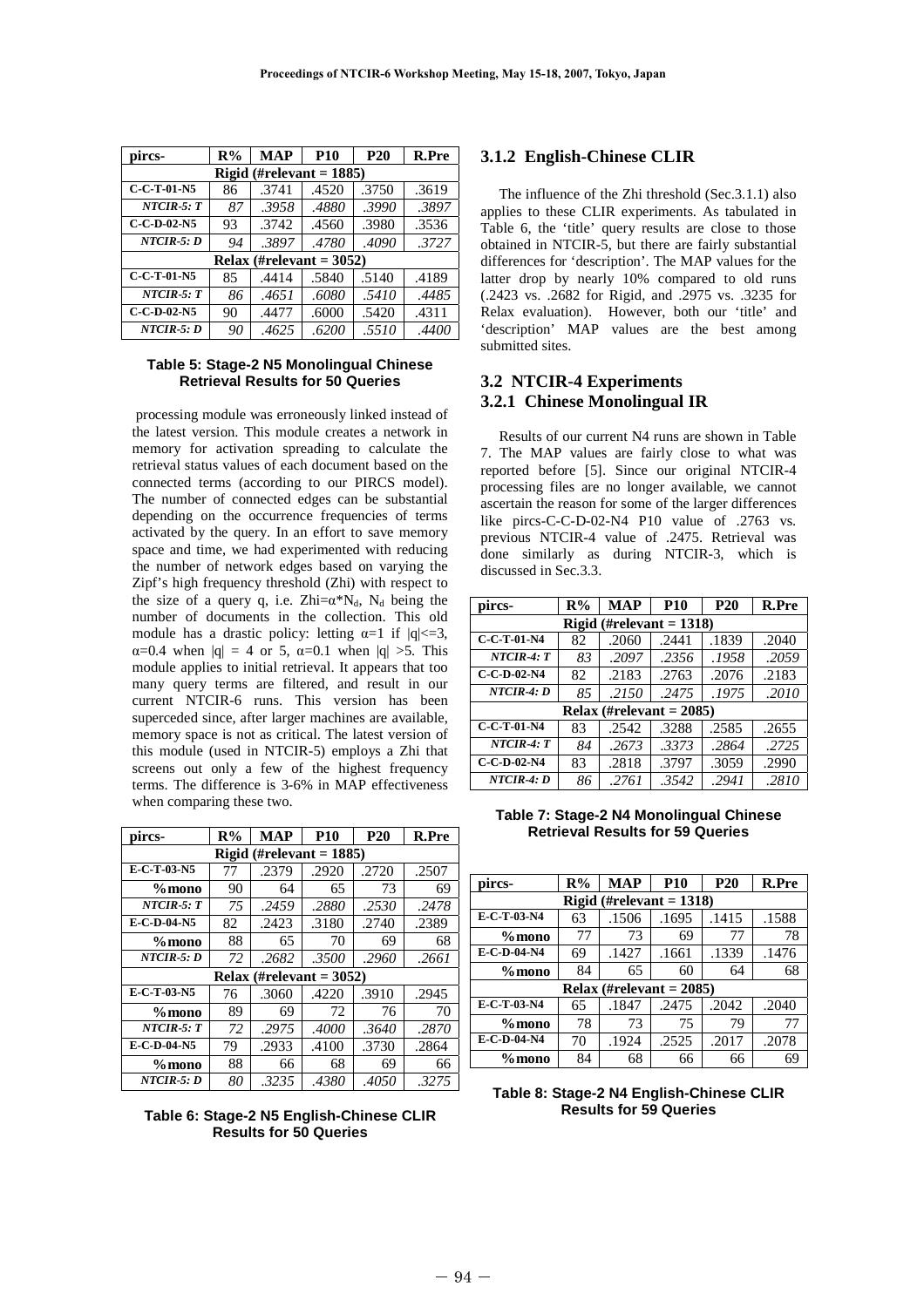| pircs- | R% | MAP | P10 | P20 | R.Pre |
|---|---|---|---|---|---|
| Rigid (#relevant = 1885) | | | | | |
| **C-C-T-01-N5** | 86 | .3741 | .4520 | .3750 | .3619 |
| ***NTCIR-5: T*** | *87* | *.3958* | *.4880* | *.3990* | *.3897* |
| **C-C-D-02-N5** | 93 | .3742 | .4560 | .3980 | .3536 |
| ***NTCIR-5: D*** | *94* | *.3897* | *.4780* | *.4090* | *.3727* |
| Relax (#relevant = 3052) | | | | | |
| **C-C-T-01-N5** | 85 | .4414 | .5840 | .5140 | .4189 |
| ***NTCIR-5: T*** | *86* | *.4651* | *.6080* | *.5410* | *.4485* |
| **C-C-D-02-N5** | 90 | .4477 | .6000 | .5420 | .4311 |
| ***NTCIR-5: D*** | *90* | *.4625* | *.6200* | *.5510* | *.4400* |

**Table 5: Stage-2 N5 Monolingual Chinese Retrieval Results for 50 Queries**

processing module was erroneously linked instead of the latest version. This module creates a network in memory for activation spreading to calculate the retrieval status values of each document based on the connected terms (according to our PIRCS model). The number of connected edges can be substantial depending on the occurrence frequencies of terms activated by the query. In an effort to save memory space and time, we had experimented with reducing the number of network edges based on varying the Zipf's high frequency threshold (Zhi) with respect to the size of a query q, i.e. Zhi=$\alpha$*$N_d$, $N_d$ being the number of documents in the collection. This old module has a drastic policy: letting $\alpha$=1 if $|q|$<=3, $\alpha$=0.4 when $|q|$ = 4 or 5, $\alpha$=0.1 when $|q|$ >5. This module applies to initial retrieval. It appears that too many query terms are filtered, and result in our current NTCIR-6 runs. This version has been superceded since, after larger machines are available, memory space is not as critical. The latest version of this module (used in NTCIR-5) employs a Zhi that screens out only a few of the highest frequency terms. The difference is 3-6% in MAP effectiveness when comparing these two.

| pircs- | R% | MAP | P10 | P20 | R.Pre |
|---|---|---|---|---|---|
| Rigid (#relevant = 1885) | | | | | |
| **E-C-T-03-N5** | 77 | .2379 | .2920 | .2720 | .2507 |
| **%mono** | 90 | 64 | 65 | 73 | 69 |
| ***NTCIR-5: T*** | *75* | *.2459* | *.2880* | *.2530* | *.2478* |
| **E-C-D-04-N5** | 82 | .2423 | .3180 | .2740 | .2389 |
| **%mono** | 88 | 65 | 70 | 69 | 68 |
| ***NTCIR-5: D*** | *72* | *.2682* | *.3500* | *.2960* | *.2661* |
| Relax (#relevant = 3052) | | | | | |
| **E-C-T-03-N5** | 76 | .3060 | .4220 | .3910 | .2945 |
| **%mono** | 89 | 69 | 72 | 76 | 70 |
| ***NTCIR-5: T*** | *72* | *.2975* | *.4000* | *.3640* | *.2870* |
| **E-C-D-04-N5** | 79 | .2933 | .4100 | .3730 | .2864 |
| **%mono** | 88 | 66 | 68 | 69 | 66 |
| ***NTCIR-5: D*** | *80* | *.3235* | *.4380* | *.4050* | *.3275* |

**Table 6: Stage-2 N5 English-Chinese CLIR Results for 50 Queries**

### 3.1.2 English-Chinese CLIR

The influence of the Zhi threshold (Sec.3.1.1) also applies to these CLIR experiments. As tabulated in Table 6, the 'title' query results are close to those obtained in NTCIR-5, but there are fairly substantial differences for 'description'. The MAP values for the latter drop by nearly 10% compared to old runs (.2423 vs. .2682 for Rigid, and .2975 vs. .3235 for Relax evaluation). However, both our 'title' and 'description' MAP values are the best among submitted sites.

## 3.2 NTCIR-4 Experiments

### 3.2.1 Chinese Monolingual IR

Results of our current N4 runs are shown in Table 7. The MAP values are fairly close to what was reported before [5]. Since our original NTCIR-4 processing files are no longer available, we cannot ascertain the reason for some of the larger differences like pircs-C-C-D-02-N4 P10 value of .2763 vs. previous NTCIR-4 value of .2475. Retrieval was done similarly as during NTCIR-3, which is discussed in Sec.3.3.

| pircs- | R% | MAP | P10 | P20 | R.Pre |
|---|---|---|---|---|---|
| Rigid (#relevant = 1318) | | | | | |
| **C-C-T-01-N4** | 82 | .2060 | .2441 | .1839 | .2040 |
| ***NTCIR-4: T*** | *83* | *.2097* | *.2356* | *.1958* | *.2059* |
| **C-C-D-02-N4** | 82 | .2183 | .2763 | .2076 | .2183 |
| ***NTCIR-4: D*** | *85* | *.2150* | *.2475* | *.1975* | *.2010* |
| Relax (#relevant = 2085) | | | | | |
| **C-C-T-01-N4** | 83 | .2542 | .3288 | .2585 | .2655 |
| ***NTCIR-4: T*** | *84* | *.2673* | *.3373* | *.2864* | *.2725* |
| **C-C-D-02-N4** | 83 | .2818 | .3797 | .3059 | .2990 |
| ***NTCIR-4: D*** | *86* | *.2761* | *.3542* | *.2941* | *.2810* |

**Table 7: Stage-2 N4 Monolingual Chinese Retrieval Results for 59 Queries**

| pircs- | R% | MAP | P10 | P20 | R.Pre |
|---|---|---|---|---|---|
| Rigid (#relevant = 1318) | | | | | |
| **E-C-T-03-N4** | 63 | .1506 | .1695 | .1415 | .1588 |
| **%mono** | 77 | 73 | 69 | 77 | 78 |
| **E-C-D-04-N4** | 69 | .1427 | .1661 | .1339 | .1476 |
| **%mono** | 84 | 65 | 60 | 64 | 68 |
| Relax (#relevant = 2085) | | | | | |
| **E-C-T-03-N4** | 65 | .1847 | .2475 | .2042 | .2040 |
| **%mono** | 78 | 73 | 75 | 79 | 77 |
| **E-C-D-04-N4** | 70 | .1924 | .2525 | .2017 | .2078 |
| **%mono** | 84 | 68 | 66 | 66 | 69 |

**Table 8: Stage-2 N4 English-Chinese CLIR Results for 59 Queries**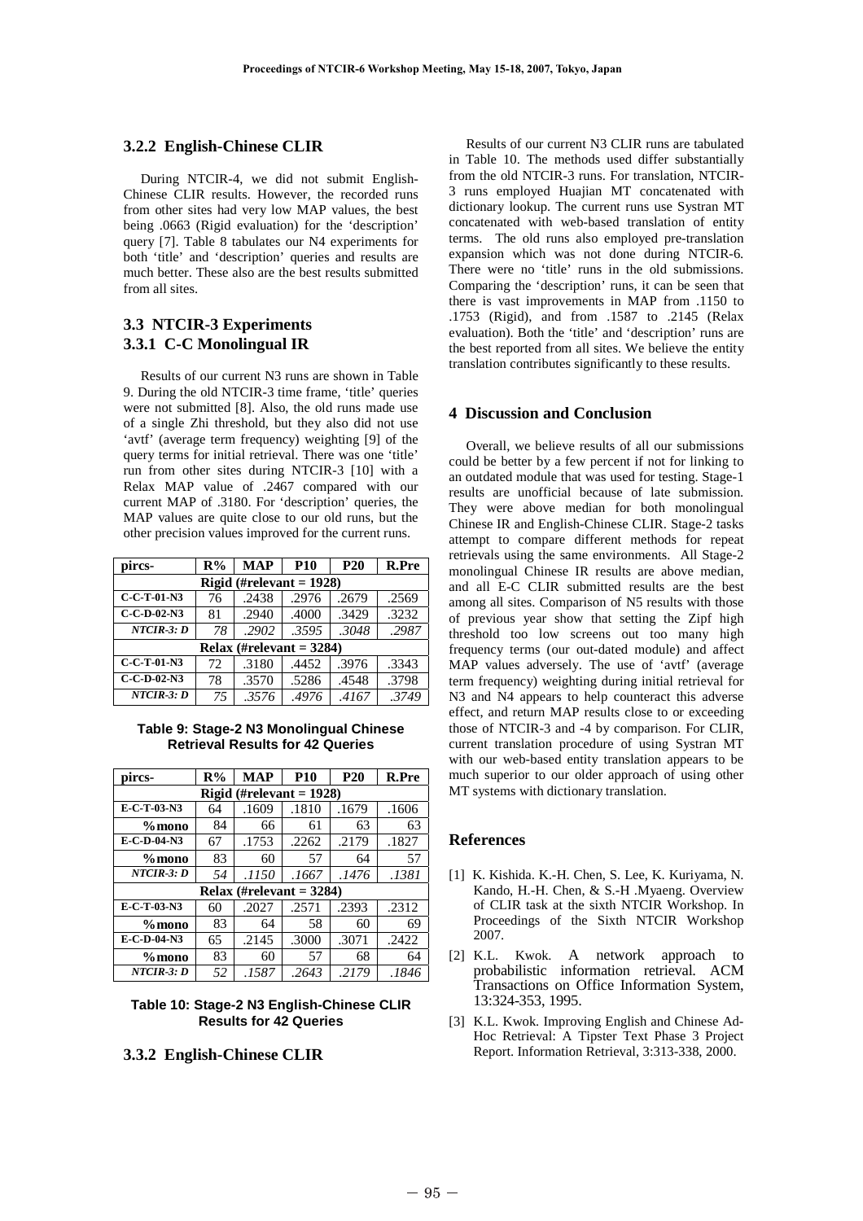### 3.2.2 English-Chinese CLIR

During NTCIR-4, we did not submit English-Chinese CLIR results. However, the recorded runs from other sites had very low MAP values, the best being .0663 (Rigid evaluation) for the 'description' query [7]. Table 8 tabulates our N4 experiments for both 'title' and 'description' queries and results are much better. These also are the best results submitted from all sites.

## 3.3 NTCIR-3 Experiments

### 3.3.1 C-C Monolingual IR

Results of our current N3 runs are shown in Table 9. During the old NTCIR-3 time frame, 'title' queries were not submitted [8]. Also, the old runs made use of a single Zhi threshold, but they also did not use 'avtf' (average term frequency) weighting [9] of the query terms for initial retrieval. There was one 'title' run from other sites during NTCIR-3 [10] with a Relax MAP value of .2467 compared with our current MAP of .3180. For 'description' queries, the MAP values are quite close to our old runs, but the other precision values improved for the current runs.

| pircs- | R% | MAP | P10 | P20 | R.Pre |
|---|---|---|---|---|---|
| **Rigid (#relevant = 1928)** | | | | | |
| C-C-T-01-N3 | 76 | .2438 | .2976 | .2679 | .2569 |
| C-C-D-02-N3 | 81 | .2940 | .4000 | .3429 | .3232 |
| *NTCIR-3: D* | *78* | *.2902* | *.3595* | *.3048* | *.2987* |
| **Relax (#relevant = 3284)** | | | | | |
| C-C-T-01-N3 | 72 | .3180 | .4452 | .3976 | .3343 |
| C-C-D-02-N3 | 78 | .3570 | .5286 | .4548 | .3798 |
| *NTCIR-3: D* | *75* | *.3576* | *.4976* | *.4167* | *.3749* |

**Table 9: Stage-2 N3 Monolingual Chinese Retrieval Results for 42 Queries**

| pircs- | R% | MAP | P10 | P20 | R.Pre |
|---|---|---|---|---|---|
| **Rigid (#relevant = 1928)** | | | | | |
| E-C-T-03-N3 | 64 | .1609 | .1810 | .1679 | .1606 |
| %mono | 84 | 66 | 61 | 63 | 63 |
| E-C-D-04-N3 | 67 | .1753 | .2262 | .2179 | .1827 |
| %mono | 83 | 60 | 57 | 64 | 57 |
| *NTCIR-3: D* | *54* | *.1150* | *.1667* | *.1476* | *.1381* |
| **Relax (#relevant = 3284)** | | | | | |
| E-C-T-03-N3 | 60 | .2027 | .2571 | .2393 | .2312 |
| %mono | 83 | 64 | 58 | 60 | 69 |
| E-C-D-04-N3 | 65 | .2145 | .3000 | .3071 | .2422 |
| %mono | 83 | 60 | 57 | 68 | 64 |
| *NTCIR-3: D* | *52* | *.1587* | *.2643* | *.2179* | *.1846* |

**Table 10: Stage-2 N3 English-Chinese CLIR Results for 42 Queries**

### 3.3.2 English-Chinese CLIR

Results of our current N3 CLIR runs are tabulated in Table 10. The methods used differ substantially from the old NTCIR-3 runs. For translation, NTCIR-3 runs employed Huajian MT concatenated with dictionary lookup. The current runs use Systran MT concatenated with web-based translation of entity terms. The old runs also employed pre-translation expansion which was not done during NTCIR-6. There were no 'title' runs in the old submissions. Comparing the 'description' runs, it can be seen that there is vast improvements in MAP from .1150 to .1753 (Rigid), and from .1587 to .2145 (Relax evaluation). Both the 'title' and 'description' runs are the best reported from all sites. We believe the entity translation contributes significantly to these results.

## 4 Discussion and Conclusion

Overall, we believe results of all our submissions could be better by a few percent if not for linking to an outdated module that was used for testing. Stage-1 results are unofficial because of late submission. They were above median for both monolingual Chinese IR and English-Chinese CLIR. Stage-2 tasks attempt to compare different methods for repeat retrievals using the same environments. All Stage-2 monolingual Chinese IR results are above median, and all E-C CLIR submitted results are the best among all sites. Comparison of N5 results with those of previous year show that setting the Zipf high threshold too low screens out too many high frequency terms (our out-dated module) and affect MAP values adversely. The use of 'avtf' (average term frequency) weighting during initial retrieval for N3 and N4 appears to help counteract this adverse effect, and return MAP results close to or exceeding those of NTCIR-3 and -4 by comparison. For CLIR, current translation procedure of using Systran MT with our web-based entity translation appears to be much superior to our older approach of using other MT systems with dictionary translation.

## References

[1] K. Kishida. K.-H. Chen, S. Lee, K. Kuriyama, N. Kando, H.-H. Chen, & S.-H .Myaeng. Overview of CLIR task at the sixth NTCIR Workshop. In Proceedings of the Sixth NTCIR Workshop 2007.

[2] K.L. Kwok. A network approach to probabilistic information retrieval. ACM Transactions on Office Information System, 13:324-353, 1995.

[3] K.L. Kwok. Improving English and Chinese Ad-Hoc Retrieval: A Tipster Text Phase 3 Project Report. Information Retrieval, 3:313-338, 2000.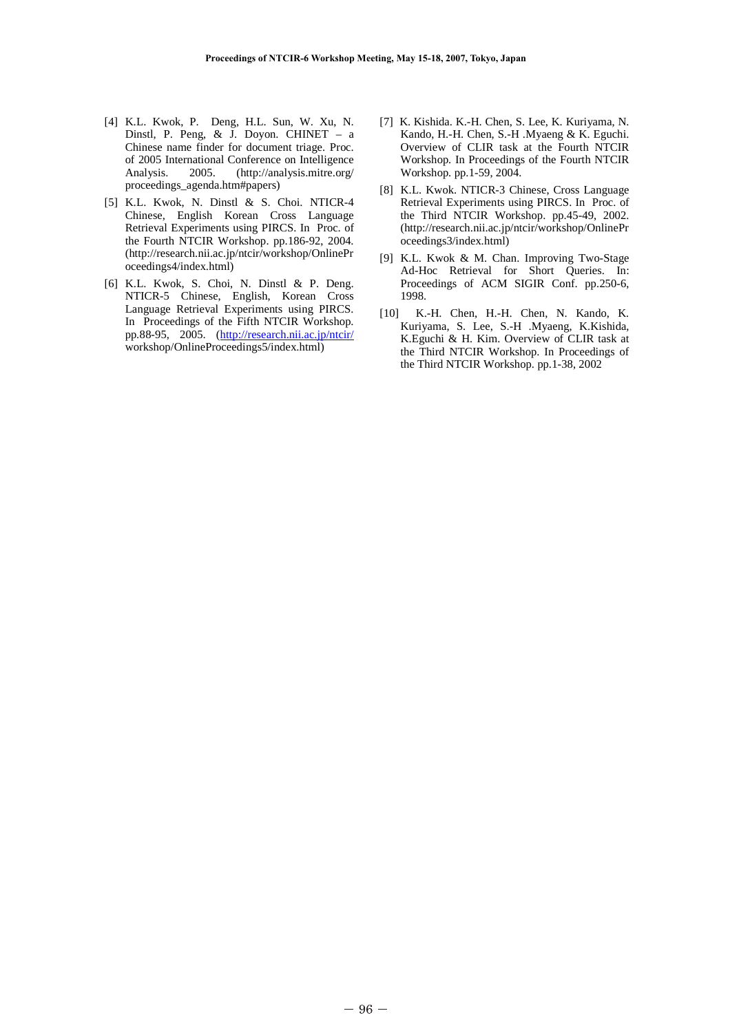[4] K.L. Kwok, P. Deng, H.L. Sun, W. Xu, N. Dinstl, P. Peng, & J. Doyon. CHINET – a Chinese name finder for document triage. Proc. of 2005 International Conference on Intelligence Analysis. 2005. (http://analysis.mitre.org/proceedings_agenda.htm#papers)

[5] K.L. Kwok, N. Dinstl & S. Choi. NTICR-4 Chinese, English Korean Cross Language Retrieval Experiments using PIRCS. In Proc. of the Fourth NTCIR Workshop. pp.186-92, 2004. (http://research.nii.ac.jp/ntcir/workshop/OnlineProceedings4/index.html)

[6] K.L. Kwok, S. Choi, N. Dinstl & P. Deng. NTICR-5 Chinese, English, Korean Cross Language Retrieval Experiments using PIRCS. In Proceedings of the Fifth NTCIR Workshop. pp.88-95, 2005. (http://research.nii.ac.jp/ntcir/workshop/OnlineProceedings5/index.html)

[7] K. Kishida. K.-H. Chen, S. Lee, K. Kuriyama, N. Kando, H.-H. Chen, S.-H .Myaeng & K. Eguchi. Overview of CLIR task at the Fourth NTCIR Workshop. In Proceedings of the Fourth NTCIR Workshop. pp.1-59, 2004.

[8] K.L. Kwok. NTICR-3 Chinese, Cross Language Retrieval Experiments using PIRCS. In Proc. of the Third NTCIR Workshop. pp.45-49, 2002. (http://research.nii.ac.jp/ntcir/workshop/OnlineProceedings3/index.html)

[9] K.L. Kwok & M. Chan. Improving Two-Stage Ad-Hoc Retrieval for Short Queries. In: Proceedings of ACM SIGIR Conf. pp.250-6, 1998.

[10] K.-H. Chen, H.-H. Chen, N. Kando, K. Kuriyama, S. Lee, S.-H .Myaeng, K.Kishida, K.Eguchi & H. Kim. Overview of CLIR task at the Third NTCIR Workshop. In Proceedings of the Third NTCIR Workshop. pp.1-38, 2002